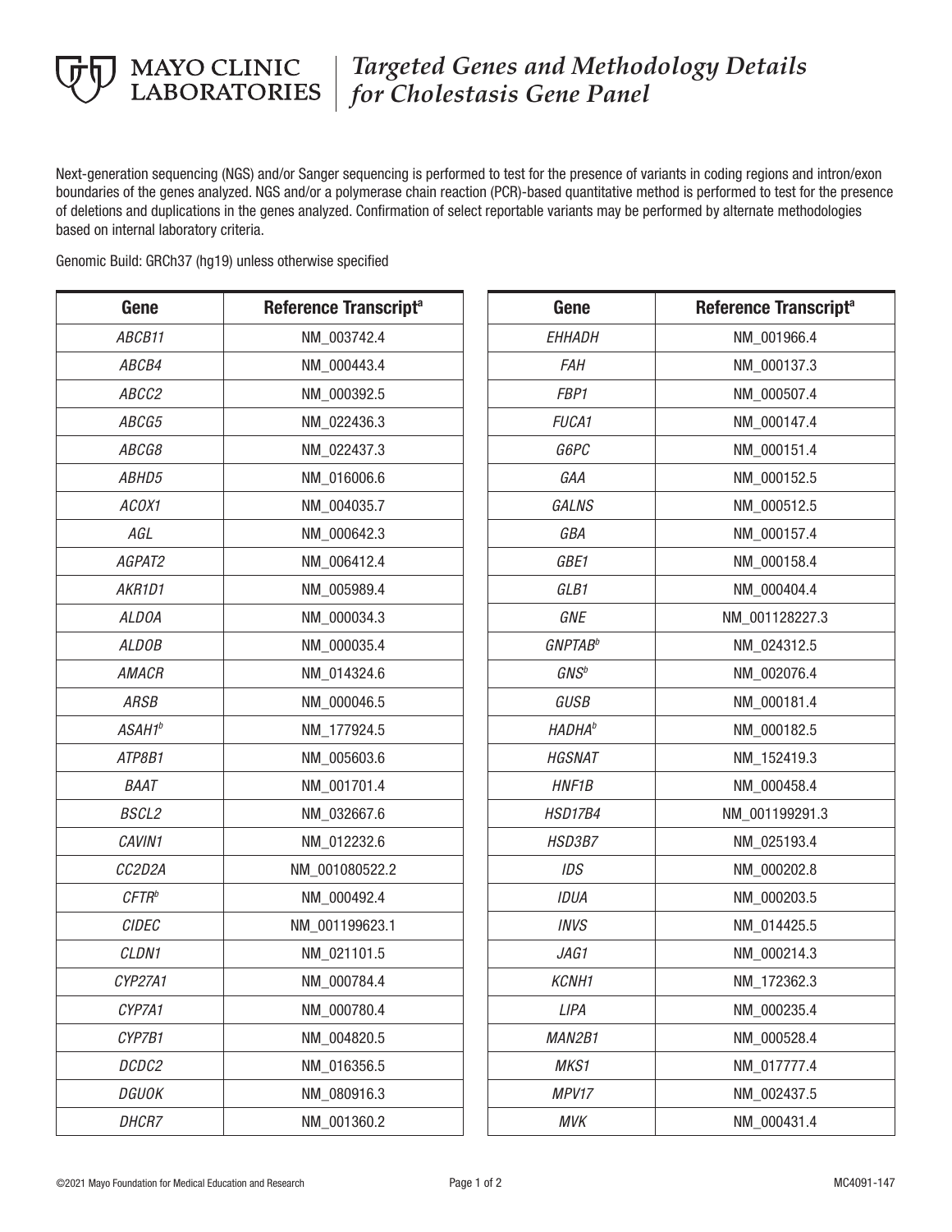# Targeted Genes and Methodology Details for Cholestasis Gene Panel

Next-generation sequencing (NGS) and/or Sanger sequencing is performed to test for the presence of variants in coding regions and intron/exon boundaries of the genes analyzed. NGS and/or a polymerase chain reaction (PCR)-based quantitative method is performed to test for the presence of deletions and duplications in the genes analyzed. Confirmation of select reportable variants may be performed by alternate methodologies based on internal laboratory criteria.

Genomic Build: GRCh37 (hg19) unless otherwise specified

| Gene | Reference Transcript[a] |
|---|---|
| *ABCB11* | NM_003742.4 |
| *ABCB4* | NM_000443.4 |
| *ABCC2* | NM_000392.5 |
| *ABCG5* | NM_022436.3 |
| *ABCG8* | NM_022437.3 |
| *ABHD5* | NM_016006.6 |
| *ACOX1* | NM_004035.7 |
| *AGL* | NM_000642.3 |
| *AGPAT2* | NM_006412.4 |
| *AKR1D1* | NM_005989.4 |
| *ALDOA* | NM_000034.3 |
| *ALDOB* | NM_000035.4 |
| *AMACR* | NM_014324.6 |
| *ARSB* | NM_000046.5 |
| *ASAH1*[b] | NM_177924.5 |
| *ATP8B1* | NM_005603.6 |
| *BAAT* | NM_001701.4 |
| *BSCL2* | NM_032667.6 |
| *CAVIN1* | NM_012232.6 |
| *CC2D2A* | NM_001080522.2 |
| *CFTR*[b] | NM_000492.4 |
| *CIDEC* | NM_001199623.1 |
| *CLDN1* | NM_021101.5 |
| *CYP27A1* | NM_000784.4 |
| *CYP7A1* | NM_000780.4 |
| *CYP7B1* | NM_004820.5 |
| *DCDC2* | NM_016356.5 |
| *DGUOK* | NM_080916.3 |
| *DHCR7* | NM_001360.2 |
| *EHHADH* | NM_001966.4 |
| *FAH* | NM_000137.3 |
| *FBP1* | NM_000507.4 |
| *FUCA1* | NM_000147.4 |
| *G6PC* | NM_000151.4 |
| *GAA* | NM_000152.5 |
| *GALNS* | NM_000512.5 |
| *GBA* | NM_000157.4 |
| *GBE1* | NM_000158.4 |
| *GLB1* | NM_000404.4 |
| *GNE* | NM_001128227.3 |
| *GNPTAB*[b] | NM_024312.5 |
| *GNS*[b] | NM_002076.4 |
| *GUSB* | NM_000181.4 |
| *HADHA*[b] | NM_000182.5 |
| *HGSNAT* | NM_152419.3 |
| *HNF1B* | NM_000458.4 |
| *HSD17B4* | NM_001199291.3 |
| *HSD3B7* | NM_025193.4 |
| *IDS* | NM_000202.8 |
| *IDUA* | NM_000203.5 |
| *INVS* | NM_014425.5 |
| *JAG1* | NM_000214.3 |
| *KCNH1* | NM_172362.3 |
| *LIPA* | NM_000235.4 |
| *MAN2B1* | NM_000528.4 |
| *MKS1* | NM_017777.4 |
| *MPV17* | NM_002437.5 |
| *MVK* | NM_000431.4 |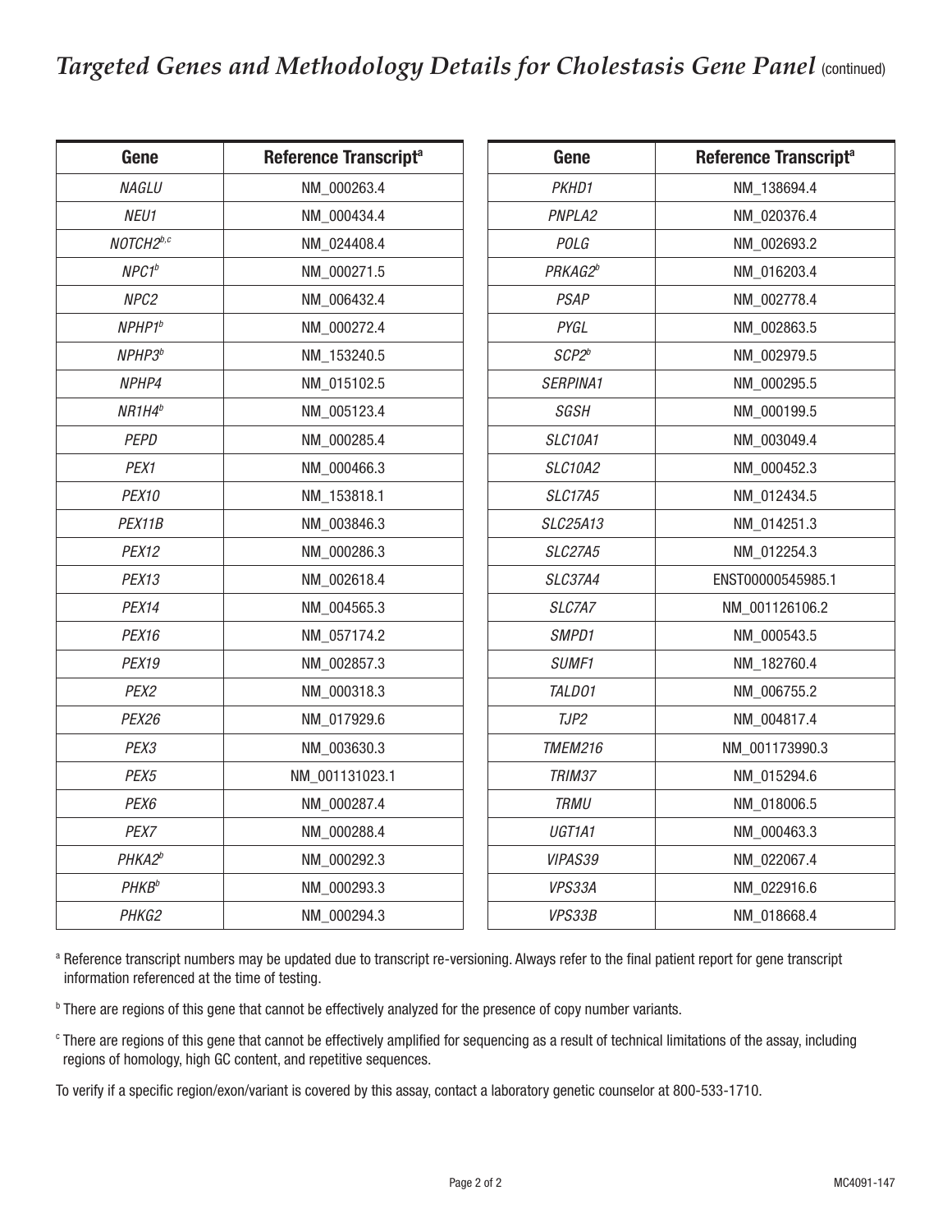# *Targeted Genes and Methodology Details for Cholestasis Gene Panel* (continued)

| Gene | Reference Transcript[a] |
|---|---|
| *NAGLU* | NM_000263.4 |
| *NEU1* | NM_000434.4 |
| *NOTCH2*[b,c] | NM_024408.4 |
| *NPC1*[b] | NM_000271.5 |
| *NPC2* | NM_006432.4 |
| *NPHP1*[b] | NM_000272.4 |
| *NPHP3*[b] | NM_153240.5 |
| *NPHP4* | NM_015102.5 |
| *NR1H4*[b] | NM_005123.4 |
| *PEPD* | NM_000285.4 |
| *PEX1* | NM_000466.3 |
| *PEX10* | NM_153818.1 |
| *PEX11B* | NM_003846.3 |
| *PEX12* | NM_000286.3 |
| *PEX13* | NM_002618.4 |
| *PEX14* | NM_004565.3 |
| *PEX16* | NM_057174.2 |
| *PEX19* | NM_002857.3 |
| *PEX2* | NM_000318.3 |
| *PEX26* | NM_017929.6 |
| *PEX3* | NM_003630.3 |
| *PEX5* | NM_001131023.1 |
| *PEX6* | NM_000287.4 |
| *PEX7* | NM_000288.4 |
| *PHKA2*[b] | NM_000292.3 |
| *PHKB*[b] | NM_000293.3 |
| *PHKG2* | NM_000294.3 |
| *PKHD1* | NM_138694.4 |
| *PNPLA2* | NM_020376.4 |
| *POLG* | NM_002693.2 |
| *PRKAG2*[b] | NM_016203.4 |
| *PSAP* | NM_002778.4 |
| *PYGL* | NM_002863.5 |
| *SCP2*[b] | NM_002979.5 |
| *SERPINA1* | NM_000295.5 |
| *SGSH* | NM_000199.5 |
| *SLC10A1* | NM_003049.4 |
| *SLC10A2* | NM_000452.3 |
| *SLC17A5* | NM_012434.5 |
| *SLC25A13* | NM_014251.3 |
| *SLC27A5* | NM_012254.3 |
| *SLC37A4* | ENST00000545985.1 |
| *SLC7A7* | NM_001126106.2 |
| *SMPD1* | NM_000543.5 |
| *SUMF1* | NM_182760.4 |
| *TALDO1* | NM_006755.2 |
| *TJP2* | NM_004817.4 |
| *TMEM216* | NM_001173990.3 |
| *TRIM37* | NM_015294.6 |
| *TRMU* | NM_018006.5 |
| *UGT1A1* | NM_000463.3 |
| *VIPAS39* | NM_022067.4 |
| *VPS33A* | NM_022916.6 |
| *VPS33B* | NM_018668.4 |

[a] Reference transcript numbers may be updated due to transcript re-versioning. Always refer to the final patient report for gene transcript information referenced at the time of testing.

[b] There are regions of this gene that cannot be effectively analyzed for the presence of copy number variants.

[c] There are regions of this gene that cannot be effectively amplified for sequencing as a result of technical limitations of the assay, including regions of homology, high GC content, and repetitive sequences.

To verify if a specific region/exon/variant is covered by this assay, contact a laboratory genetic counselor at 800-533-1710.